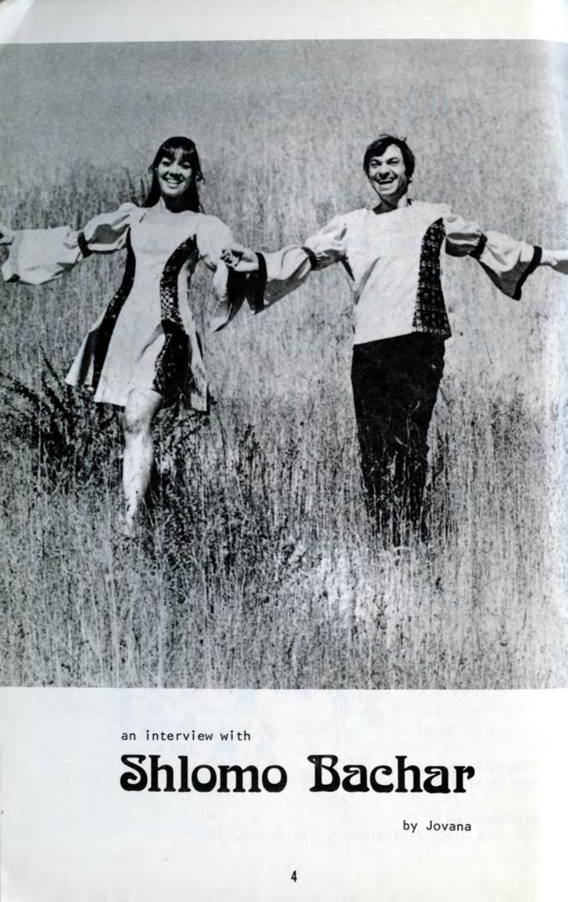an interview with

# Shlomo Bachar

by Jovana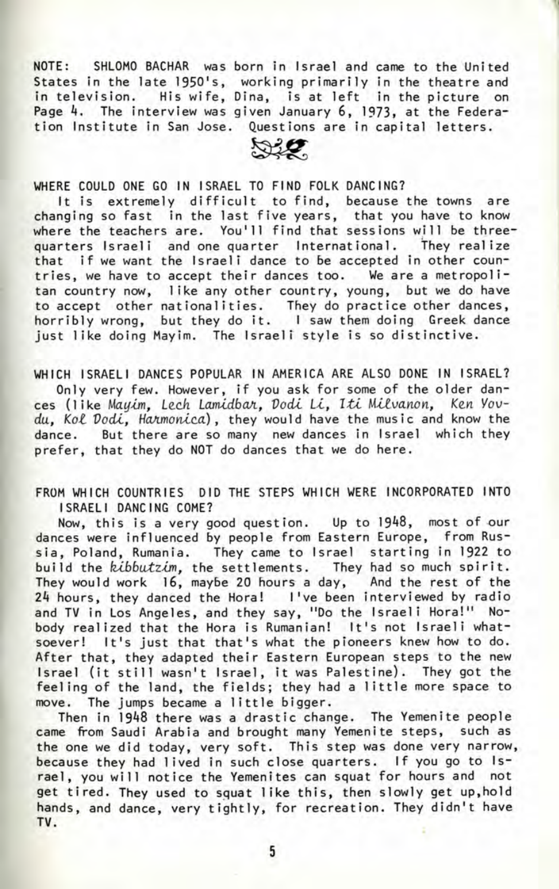NOTE: SHLOMO BACHAR was born in Israel and came to the United States in the late 1950's, working primarily in the theatre and in television. His wife, Dina, is at left in the picture on Page 4. The interview was given January 6, 1973, at the Federation Institute in San Jose. Questions are in capital letters.

WHERE COULD ONE GO IN ISRAEL TO FIND FOLK DANCING?

It is extremely difficult to find, because the towns are changing so fast in the last five years, that you have to know where the teachers are. You'll find that sessions will be three-quarters Israeli and one quarter International. They realize that if we want the Israeli dance to be accepted in other countries, we have to accept their dances too. We are a metropolitan country now, like any other country, young, but we do have to accept other nationalities. They do practice other dances, horribly wrong, but they do it. I saw them doing Greek dance just like doing Mayim. The Israeli style is so distinctive.

WHICH ISRAELI DANCES POPULAR IN AMERICA ARE ALSO DONE IN ISRAEL?

Only very few. However, if you ask for some of the older dances (like *Mayim, Lech Lamidbar, Dodi Li, Iti Milvanon, Ken Yovdu, Kol Dodi, Harmonica*), they would have the music and know the dance. But there are so many new dances in Israel which they prefer, that they do NOT do dances that we do here.

FROM WHICH COUNTRIES DID THE STEPS WHICH WERE INCORPORATED INTO ISRAELI DANCING COME?

Now, this is a very good question. Up to 1948, most of our dances were influenced by people from Eastern Europe, from Russia, Poland, Rumania. They came to Israel starting in 1922 to build the *kibbutzim*, the settlements. They had so much spirit. They would work 16, maybe 20 hours a day, And the rest of the 24 hours, they danced the Hora! I've been interviewed by radio and TV in Los Angeles, and they say, "Do the Israeli Hora!" Nobody realized that the Hora is Rumanian! It's not Israeli whatsoever! It's just that that's what the pioneers knew how to do. After that, they adapted their Eastern European steps to the new Israel (it still wasn't Israel, it was Palestine). They got the feeling of the land, the fields; they had a little more space to move. The jumps became a little bigger.

Then in 1948 there was a drastic change. The Yemenite people came from Saudi Arabia and brought many Yemenite steps, such as the one we did today, very soft. This step was done very narrow, because they had lived in such close quarters. If you go to Israel, you will notice the Yemenites can squat for hours and not get tired. They used to squat like this, then slowly get up,hold hands, and dance, very tightly, for recreation. They didn't have TV.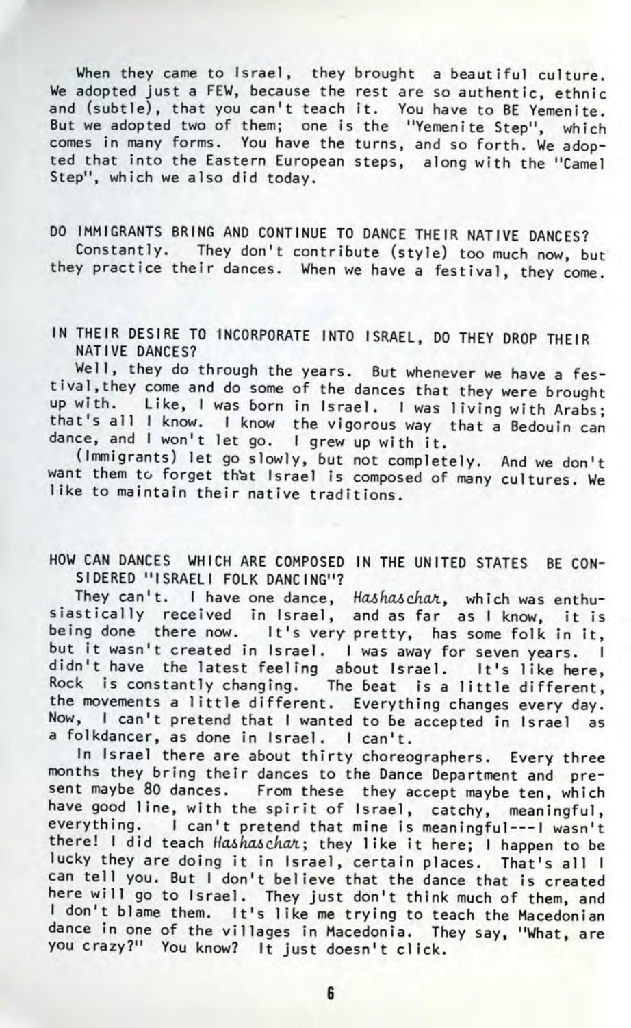When they came to Israel, they brought a beautiful culture. We adopted just a FEW, because the rest are so authentic, ethnic and (subtle), that you can't teach it. You have to BE Yemenite. But we adopted two of them; one is the "Yemenite Step", which comes in many forms. You have the turns, and so forth. We adopted that into the Eastern European steps, along with the "Camel Step", which we also did today.

DO IMMIGRANTS BRING AND CONTINUE TO DANCE THEIR NATIVE DANCES?

Constantly. They don't contribute (style) too much now, but they practice their dances. When we have a festival, they come.

IN THEIR DESIRE TO INCORPORATE INTO ISRAEL, DO THEY DROP THEIR NATIVE DANCES?

Well, they do through the years. But whenever we have a festival, they come and do some of the dances that they were brought up with. Like, I was born in Israel. I was living with Arabs; that's all I know. I know the vigorous way that a Bedouin can dance, and I won't let go. I grew up with it.

(Immigrants) let go slowly, but not completely. And we don't want them to forget that Israel is composed of many cultures. We like to maintain their native traditions.

HOW CAN DANCES WHICH ARE COMPOSED IN THE UNITED STATES BE CONSIDERED "ISRAELI FOLK DANCING"?

They can't. I have one dance, *Hashaschar*, which was enthusiastically received in Israel, and as far as I know, it is being done there now. It's very pretty, has some folk in it, but it wasn't created in Israel. I was away for seven years. I didn't have the latest feeling about Israel. It's like here, Rock is constantly changing. The beat is a little different, the movements a little different. Everything changes every day. Now, I can't pretend that I wanted to be accepted in Israel as a folkdancer, as done in Israel. I can't.

In Israel there are about thirty choreographers. Every three months they bring their dances to the Dance Department and present maybe 80 dances. From these they accept maybe ten, which have good line, with the spirit of Israel, catchy, meaningful, everything. I can't pretend that mine is meaningful---I wasn't there! I did teach *Hashaschar*; they like it here; I happen to be lucky they are doing it in Israel, certain places. That's all I can tell you. But I don't believe that the dance that is created here will go to Israel. They just don't think much of them, and I don't blame them. It's like me trying to teach the Macedonian dance in one of the villages in Macedonia. They say, "What, are you crazy?" You know? It just doesn't click.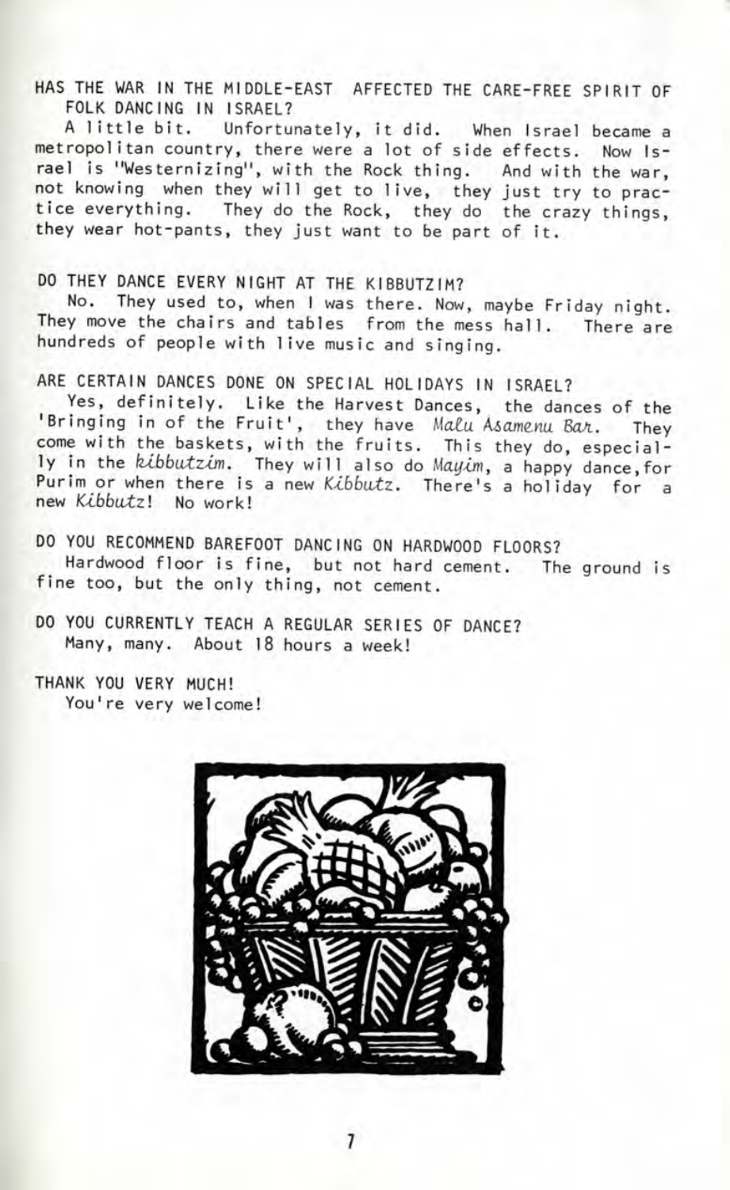HAS THE WAR IN THE MIDDLE-EAST AFFECTED THE CARE-FREE SPIRIT OF FOLK DANCING IN ISRAEL?

A little bit. Unfortunately, it did. When Israel became a metropolitan country, there were a lot of side effects. Now Israel is "Westernizing", with the Rock thing. And with the war, not knowing when they will get to live, they just try to practice everything. They do the Rock, they do the crazy things, they wear hot-pants, they just want to be part of it.

DO THEY DANCE EVERY NIGHT AT THE KIBBUTZIM?

No. They used to, when I was there. Now, maybe Friday night. They move the chairs and tables from the mess hall. There are hundreds of people with live music and singing.

ARE CERTAIN DANCES DONE ON SPECIAL HOLIDAYS IN ISRAEL?

Yes, definitely. Like the Harvest Dances, the dances of the 'Bringing in of the Fruit', they have *Malu Asamenu Bar*. They come with the baskets, with the fruits. This they do, especially in the *kibbutzim*. They will also do *Mayim*, a happy dance, for Purim or when there is a new *Kibbutz*. There's a holiday for a new *Kibbutz*! No work!

DO YOU RECOMMEND BAREFOOT DANCING ON HARDWOOD FLOORS?

Hardwood floor is fine, but not hard cement. The ground is fine too, but the only thing, not cement.

DO YOU CURRENTLY TEACH A REGULAR SERIES OF DANCE?

Many, many. About 18 hours a week!

THANK YOU VERY MUCH!

You're very welcome!